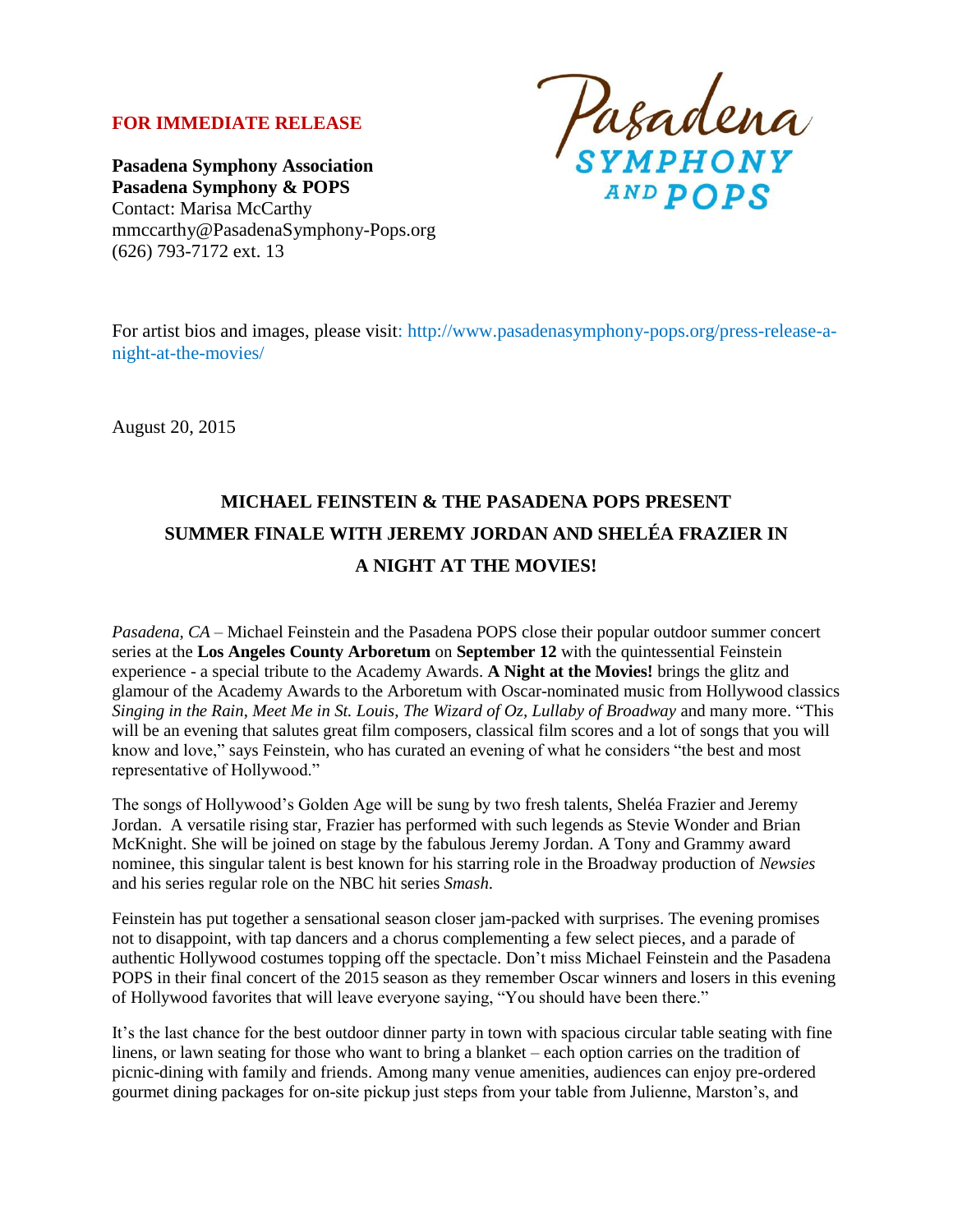**FOR IMMEDIATE RELEASE**

**Pasadena Symphony Association**
**Pasadena Symphony & POPS**
Contact: Marisa McCarthy
mmccarthy@PasadenaSymphony-Pops.org
(626) 793-7172 ext. 13

For artist bios and images, please visit: http://www.pasadenasymphony-pops.org/press-release-a-night-at-the-movies/

August 20, 2015

## MICHAEL FEINSTEIN & THE PASADENA POPS PRESENT SUMMER FINALE WITH JEREMY JORDAN AND SHELÉA FRAZIER IN A NIGHT AT THE MOVIES!

*Pasadena, CA* – Michael Feinstein and the Pasadena POPS close their popular outdoor summer concert series at the **Los Angeles County Arboretum** on **September 12** with the quintessential Feinstein experience - a special tribute to the Academy Awards. **A Night at the Movies!** brings the glitz and glamour of the Academy Awards to the Arboretum with Oscar-nominated music from Hollywood classics *Singing in the Rain*, *Meet Me in St. Louis*, *The Wizard of Oz, Lullaby of Broadway* and many more. "This will be an evening that salutes great film composers, classical film scores and a lot of songs that you will know and love," says Feinstein, who has curated an evening of what he considers "the best and most representative of Hollywood."

The songs of Hollywood's Golden Age will be sung by two fresh talents, Sheléa Frazier and Jeremy Jordan. A versatile rising star, Frazier has performed with such legends as Stevie Wonder and Brian McKnight. She will be joined on stage by the fabulous Jeremy Jordan. A Tony and Grammy award nominee, this singular talent is best known for his starring role in the Broadway production of *Newsies* and his series regular role on the NBC hit series *Smash*.

Feinstein has put together a sensational season closer jam-packed with surprises. The evening promises not to disappoint, with tap dancers and a chorus complementing a few select pieces, and a parade of authentic Hollywood costumes topping off the spectacle. Don't miss Michael Feinstein and the Pasadena POPS in their final concert of the 2015 season as they remember Oscar winners and losers in this evening of Hollywood favorites that will leave everyone saying, "You should have been there."

It's the last chance for the best outdoor dinner party in town with spacious circular table seating with fine linens, or lawn seating for those who want to bring a blanket – each option carries on the tradition of picnic-dining with family and friends. Among many venue amenities, audiences can enjoy pre-ordered gourmet dining packages for on-site pickup just steps from your table from Julienne, Marston's, and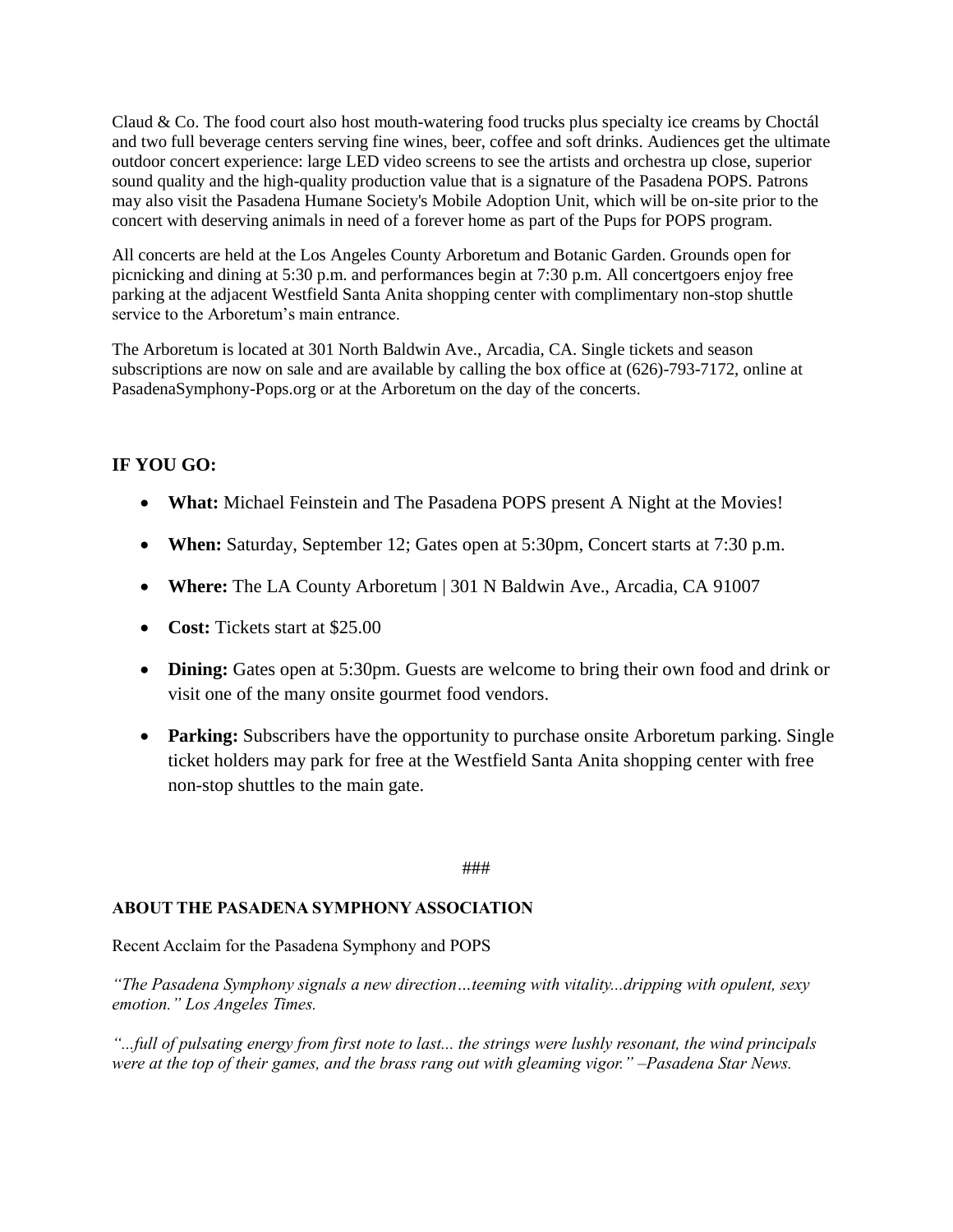Claud & Co. The food court also host mouth-watering food trucks plus specialty ice creams by Choctál and two full beverage centers serving fine wines, beer, coffee and soft drinks. Audiences get the ultimate outdoor concert experience: large LED video screens to see the artists and orchestra up close, superior sound quality and the high-quality production value that is a signature of the Pasadena POPS. Patrons may also visit the Pasadena Humane Society's Mobile Adoption Unit, which will be on-site prior to the concert with deserving animals in need of a forever home as part of the Pups for POPS program.

All concerts are held at the Los Angeles County Arboretum and Botanic Garden. Grounds open for picnicking and dining at 5:30 p.m. and performances begin at 7:30 p.m. All concertgoers enjoy free parking at the adjacent Westfield Santa Anita shopping center with complimentary non-stop shuttle service to the Arboretum's main entrance.

The Arboretum is located at 301 North Baldwin Ave., Arcadia, CA. Single tickets and season subscriptions are now on sale and are available by calling the box office at (626)-793-7172, online at PasadenaSymphony-Pops.org or at the Arboretum on the day of the concerts.

## IF YOU GO:

- **What:** Michael Feinstein and The Pasadena POPS present A Night at the Movies!
- **When:** Saturday, September 12; Gates open at 5:30pm, Concert starts at 7:30 p.m.
- **Where:** The LA County Arboretum | 301 N Baldwin Ave., Arcadia, CA 91007
- **Cost:** Tickets start at $25.00
- **Dining:** Gates open at 5:30pm. Guests are welcome to bring their own food and drink or visit one of the many onsite gourmet food vendors.
- **Parking:** Subscribers have the opportunity to purchase onsite Arboretum parking. Single ticket holders may park for free at the Westfield Santa Anita shopping center with free non-stop shuttles to the main gate.

###

### ABOUT THE PASADENA SYMPHONY ASSOCIATION

Recent Acclaim for the Pasadena Symphony and POPS

*"The Pasadena Symphony signals a new direction…teeming with vitality...dripping with opulent, sexy emotion." Los Angeles Times.*

*"...full of pulsating energy from first note to last... the strings were lushly resonant, the wind principals were at the top of their games, and the brass rang out with gleaming vigor." –Pasadena Star News.*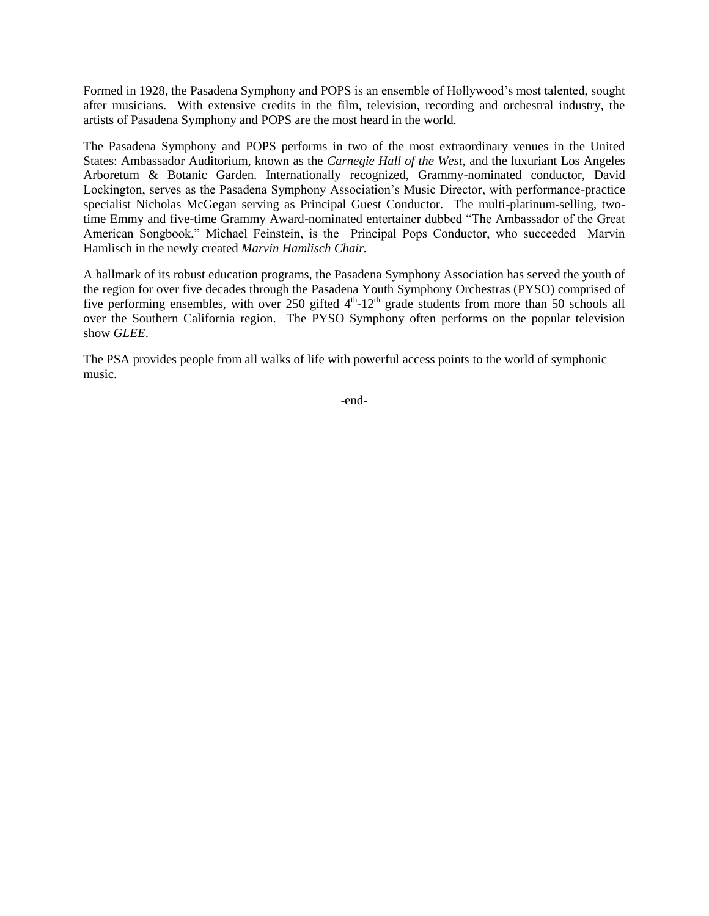Formed in 1928, the Pasadena Symphony and POPS is an ensemble of Hollywood's most talented, sought after musicians. With extensive credits in the film, television, recording and orchestral industry, the artists of Pasadena Symphony and POPS are the most heard in the world.

The Pasadena Symphony and POPS performs in two of the most extraordinary venues in the United States: Ambassador Auditorium, known as the *Carnegie Hall of the West,* and the luxuriant Los Angeles Arboretum & Botanic Garden. Internationally recognized, Grammy-nominated conductor, David Lockington, serves as the Pasadena Symphony Association's Music Director, with performance-practice specialist Nicholas McGegan serving as Principal Guest Conductor. The multi-platinum-selling, two-time Emmy and five-time Grammy Award-nominated entertainer dubbed "The Ambassador of the Great American Songbook," Michael Feinstein, is the Principal Pops Conductor, who succeeded Marvin Hamlisch in the newly created *Marvin Hamlisch Chair.*

A hallmark of its robust education programs, the Pasadena Symphony Association has served the youth of the region for over five decades through the Pasadena Youth Symphony Orchestras (PYSO) comprised of five performing ensembles, with over 250 gifted 4th-12th grade students from more than 50 schools all over the Southern California region. The PYSO Symphony often performs on the popular television show *GLEE*.

The PSA provides people from all walks of life with powerful access points to the world of symphonic music.

-end-